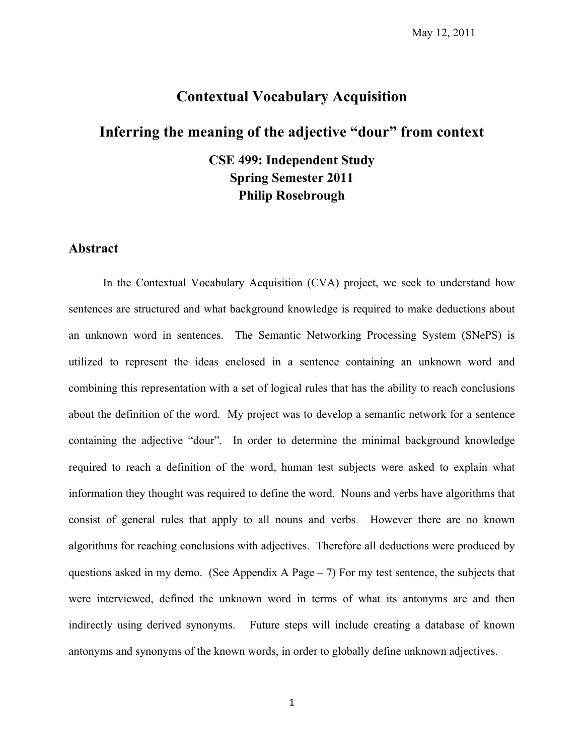May 12, 2011

# Contextual Vocabulary Acquisition

# Inferring the meaning of the adjective "dour" from context

**CSE 499: Independent Study**
**Spring Semester 2011**
**Philip Rosebrough**

## Abstract

In the Contextual Vocabulary Acquisition (CVA) project, we seek to understand how sentences are structured and what background knowledge is required to make deductions about an unknown word in sentences. The Semantic Networking Processing System (SNePS) is utilized to represent the ideas enclosed in a sentence containing an unknown word and combining this representation with a set of logical rules that has the ability to reach conclusions about the definition of the word. My project was to develop a semantic network for a sentence containing the adjective "dour". In order to determine the minimal background knowledge required to reach a definition of the word, human test subjects were asked to explain what information they thought was required to define the word. Nouns and verbs have algorithms that consist of general rules that apply to all nouns and verbs. However there are no known algorithms for reaching conclusions with adjectives. Therefore all deductions were produced by questions asked in my demo. (See Appendix A Page – 7) For my test sentence, the subjects that were interviewed, defined the unknown word in terms of what its antonyms are and then indirectly using derived synonyms. Future steps will include creating a database of known antonyms and synonyms of the known words, in order to globally define unknown adjectives.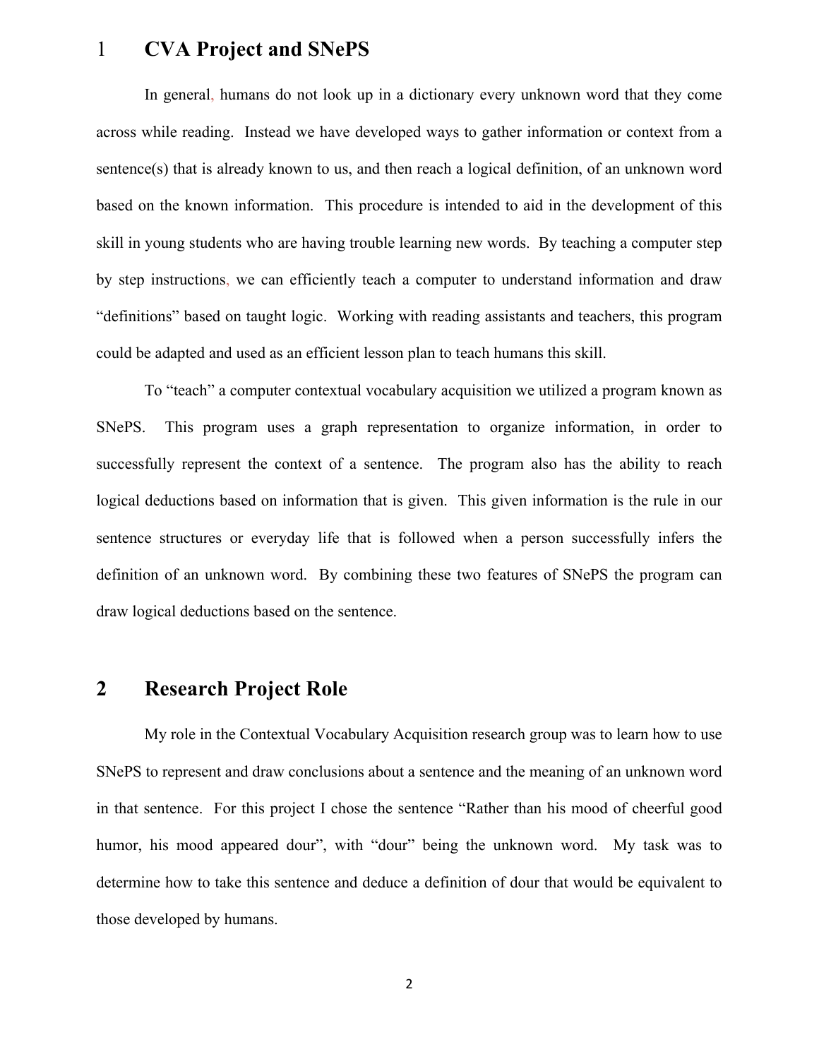# 1 CVA Project and SNePS

In general, humans do not look up in a dictionary every unknown word that they come across while reading. Instead we have developed ways to gather information or context from a sentence(s) that is already known to us, and then reach a logical definition, of an unknown word based on the known information. This procedure is intended to aid in the development of this skill in young students who are having trouble learning new words. By teaching a computer step by step instructions, we can efficiently teach a computer to understand information and draw "definitions" based on taught logic. Working with reading assistants and teachers, this program could be adapted and used as an efficient lesson plan to teach humans this skill.

To "teach" a computer contextual vocabulary acquisition we utilized a program known as SNePS. This program uses a graph representation to organize information, in order to successfully represent the context of a sentence. The program also has the ability to reach logical deductions based on information that is given. This given information is the rule in our sentence structures or everyday life that is followed when a person successfully infers the definition of an unknown word. By combining these two features of SNePS the program can draw logical deductions based on the sentence.

# 2 Research Project Role

My role in the Contextual Vocabulary Acquisition research group was to learn how to use SNePS to represent and draw conclusions about a sentence and the meaning of an unknown word in that sentence. For this project I chose the sentence "Rather than his mood of cheerful good humor, his mood appeared dour", with "dour" being the unknown word. My task was to determine how to take this sentence and deduce a definition of dour that would be equivalent to those developed by humans.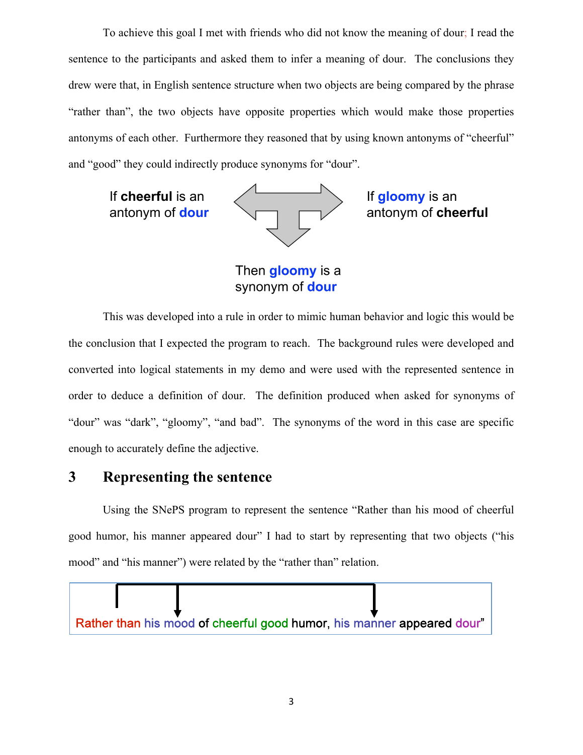To achieve this goal I met with friends who did not know the meaning of dour; I read the sentence to the participants and asked them to infer a meaning of dour. The conclusions they drew were that, in English sentence structure when two objects are being compared by the phrase "rather than", the two objects have opposite properties which would make those properties antonyms of each other. Furthermore they reasoned that by using known antonyms of "cheerful" and "good" they could indirectly produce synonyms for "dour".

If **cheerful** is an antonym of **dour**

If **gloomy** is an antonym of **cheerful**

Then **gloomy** is a synonym of **dour**

This was developed into a rule in order to mimic human behavior and logic this would be the conclusion that I expected the program to reach. The background rules were developed and converted into logical statements in my demo and were used with the represented sentence in order to deduce a definition of dour. The definition produced when asked for synonyms of "dour" was "dark", "gloomy", "and bad". The synonyms of the word in this case are specific enough to accurately define the adjective.

## 3 Representing the sentence

Using the SNePS program to represent the sentence "Rather than his mood of cheerful good humor, his manner appeared dour" I had to start by representing that two objects ("his mood" and "his manner") were related by the "rather than" relation.

Rather than his mood of cheerful good humor, his manner appeared dour"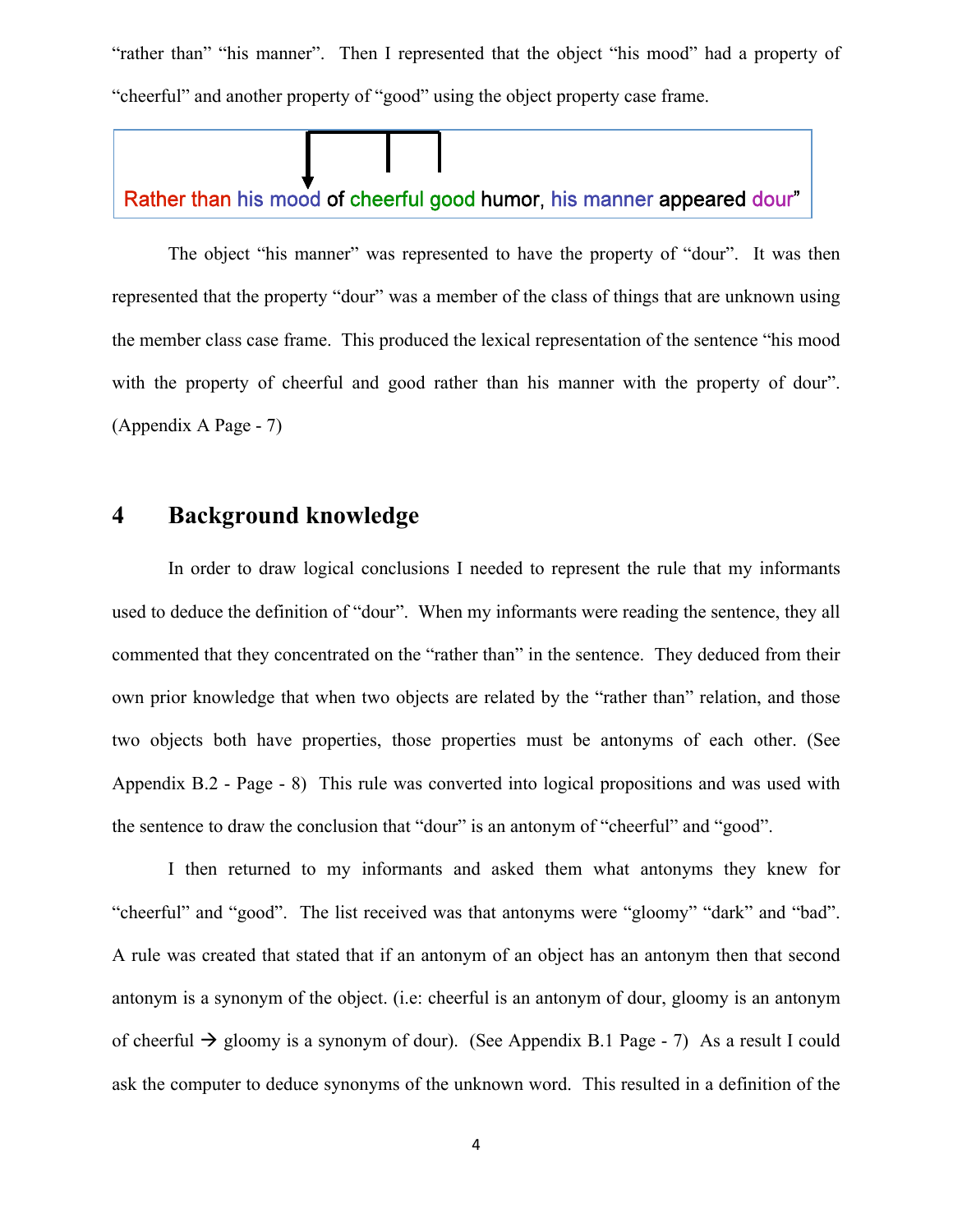"rather than" "his mood" "his manner". Then I represented that the object "his mood" had a property of "cheerful" and another property of "good" using the object property case frame.

Rather than his mood of cheerful good humor, his manner appeared dour"

The object "his manner" was represented to have the property of "dour". It was then represented that the property "dour" was a member of the class of things that are unknown using the member class case frame. This produced the lexical representation of the sentence "his mood with the property of cheerful and good rather than his manner with the property of dour". (Appendix A Page - 7)

# 4 Background knowledge

In order to draw logical conclusions I needed to represent the rule that my informants used to deduce the definition of "dour". When my informants were reading the sentence, they all commented that they concentrated on the "rather than" in the sentence. They deduced from their own prior knowledge that when two objects are related by the "rather than" relation, and those two objects both have properties, those properties must be antonyms of each other. (See Appendix B.2 - Page - 8) This rule was converted into logical propositions and was used with the sentence to draw the conclusion that "dour" is an antonym of "cheerful" and "good".

I then returned to my informants and asked them what antonyms they knew for "cheerful" and "good". The list received was that antonyms were "gloomy" "dark" and "bad". A rule was created that stated that if an antonym of an object has an antonym then that second antonym is a synonym of the object. (i.e: cheerful is an antonym of dour, gloomy is an antonym of cheerful → gloomy is a synonym of dour). (See Appendix B.1 Page - 7) As a result I could ask the computer to deduce synonyms of the unknown word. This resulted in a definition of the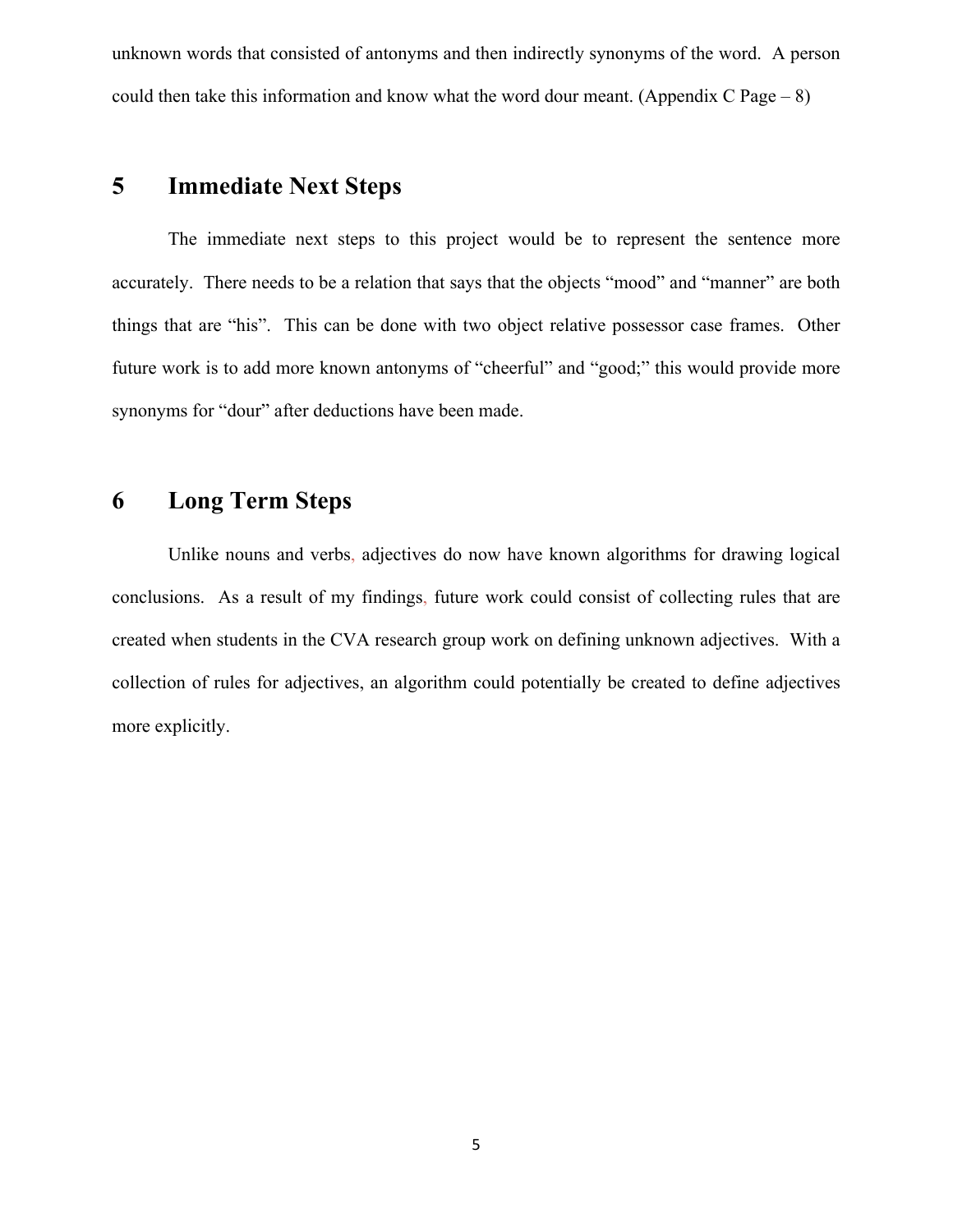unknown words that consisted of antonyms and then indirectly synonyms of the word. A person could then take this information and know what the word dour meant. (Appendix C Page – 8)

## 5 Immediate Next Steps

The immediate next steps to this project would be to represent the sentence more accurately. There needs to be a relation that says that the objects "mood" and "manner" are both things that are "his". This can be done with two object relative possessor case frames. Other future work is to add more known antonyms of "cheerful" and "good;" this would provide more synonyms for "dour" after deductions have been made.

## 6 Long Term Steps

Unlike nouns and verbs, adjectives do now have known algorithms for drawing logical conclusions. As a result of my findings, future work could consist of collecting rules that are created when students in the CVA research group work on defining unknown adjectives. With a collection of rules for adjectives, an algorithm could potentially be created to define adjectives more explicitly.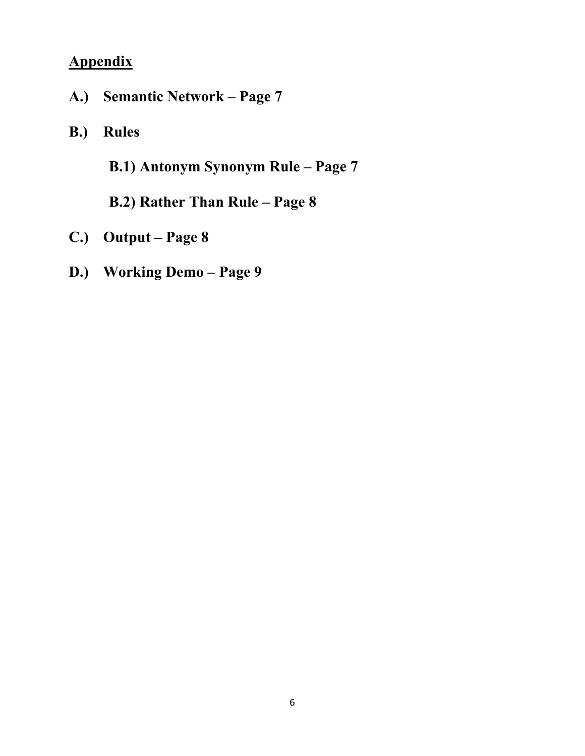## Appendix

**A.) Semantic Network – Page 7**

**B.) Rules**

**B.1) Antonym Synonym Rule – Page 7**

**B.2) Rather Than Rule – Page 8**

**C.) Output – Page 8**

**D.) Working Demo – Page 9**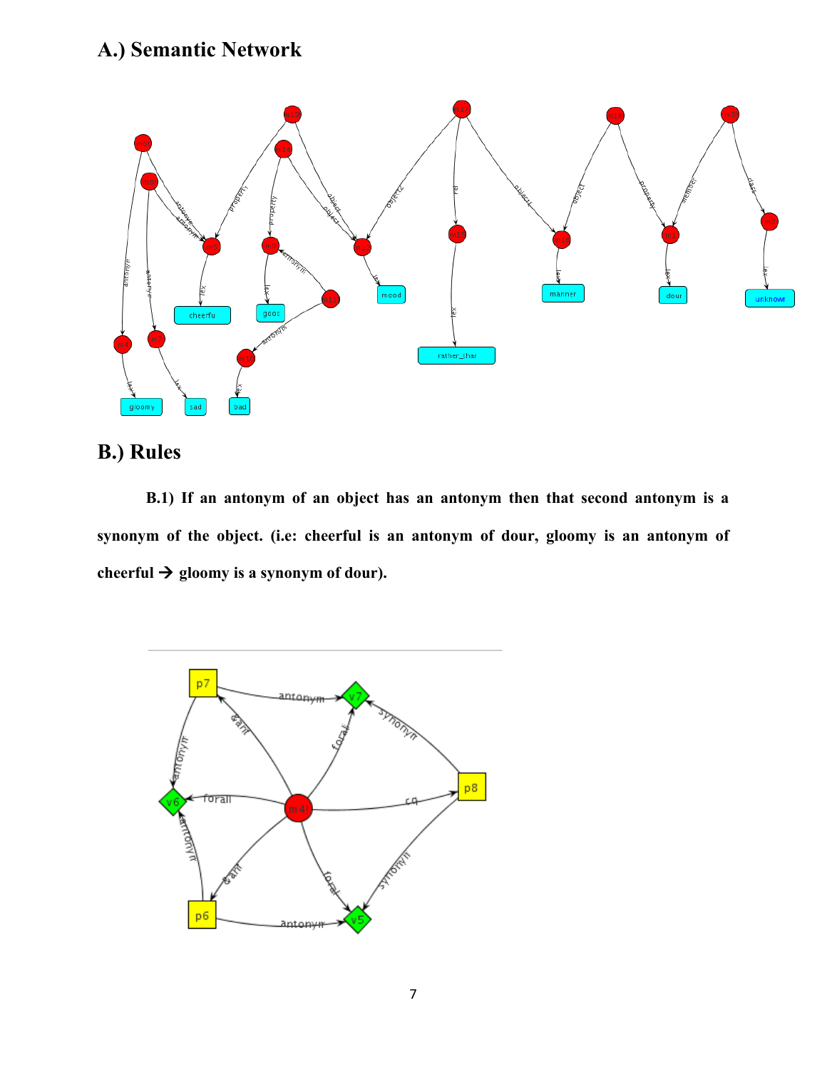## A.) Semantic Network

## B.) Rules

**B.1) If an antonym of an object has an antonym then that second antonym is a synonym of the object. (i.e: cheerful is an antonym of dour, gloomy is an antonym of cheerful → gloomy is a synonym of dour).**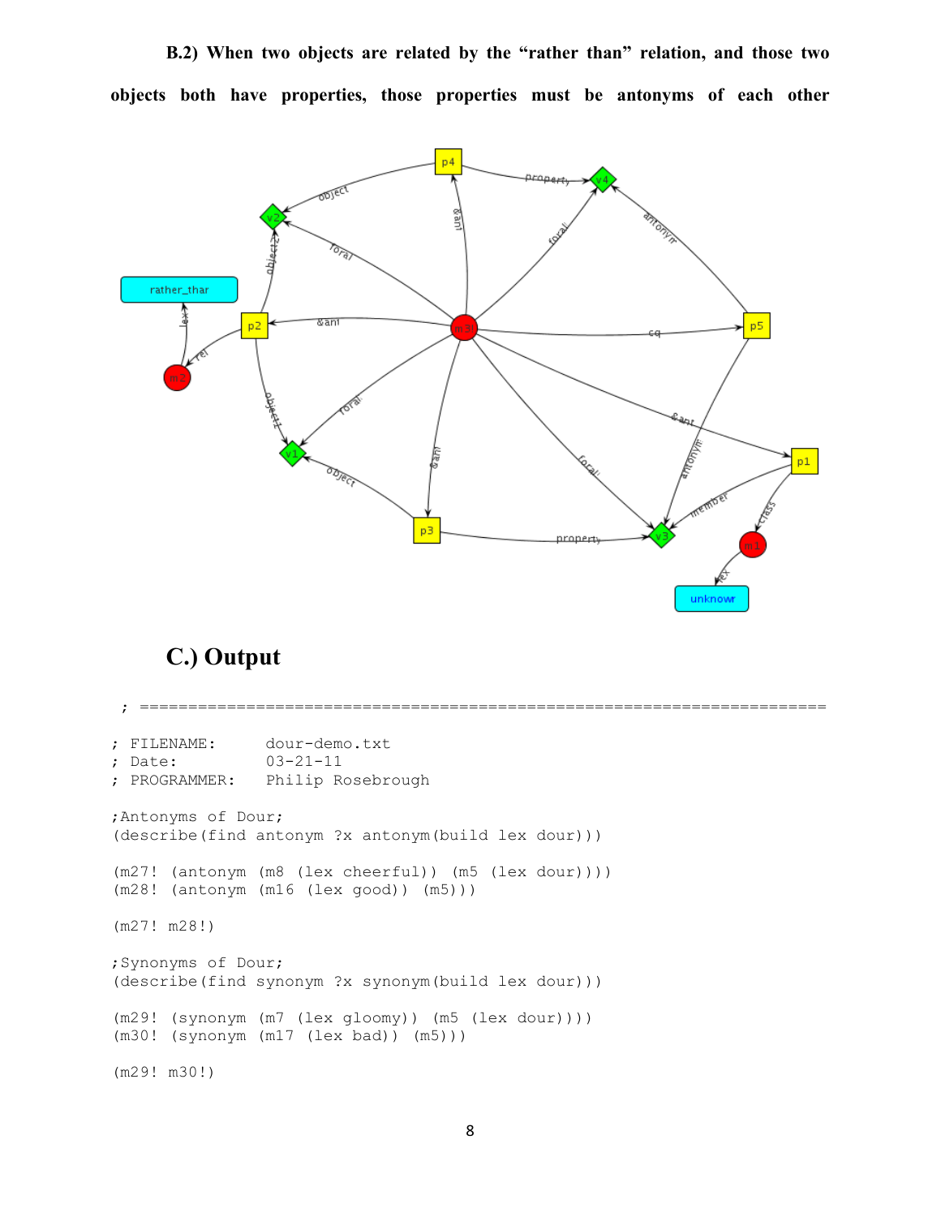**B.2) When two objects are related by the "rather than" relation, and those two objects both have properties, those properties must be antonyms of each other**

## C.) Output

```
; ========================================================================

; FILENAME:      dour-demo.txt
; Date:          03-21-11
; PROGRAMMER:    Philip Rosebrough

;Antonyms of Dour;
(describe(find antonym ?x antonym(build lex dour)))

(m27! (antonym (m8 (lex cheerful)) (m5 (lex dour))))
(m28! (antonym (m16 (lex good)) (m5)))

(m27! m28!)

;Synonyms of Dour;
(describe(find synonym ?x synonym(build lex dour)))

(m29! (synonym (m7 (lex gloomy)) (m5 (lex dour))))
(m30! (synonym (m17 (lex bad)) (m5)))

(m29! m30!)
```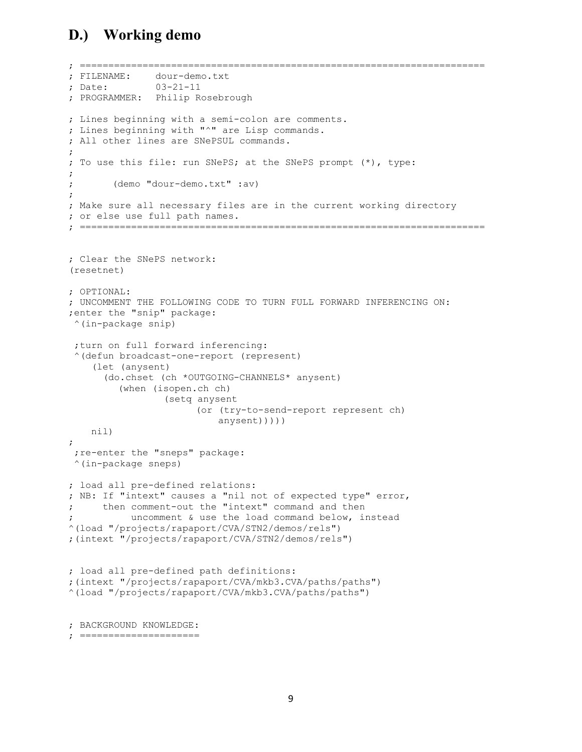## D.) Working demo

```
; =========================================================================
; FILENAME:    dour-demo.txt
; Date:        03-21-11
; PROGRAMMER:  Philip Rosebrough

; Lines beginning with a semi-colon are comments.
; Lines beginning with "^" are Lisp commands.
; All other lines are SNePSUL commands.
;
; To use this file: run SNePS; at the SNePS prompt (*), type:
;
;       (demo "dour-demo.txt" :av)
;
; Make sure all necessary files are in the current working directory
; or else use full path names.
; =========================================================================


; Clear the SNePS network:
(resetnet)

; OPTIONAL:
; UNCOMMENT THE FOLLOWING CODE TO TURN FULL FORWARD INFERENCING ON:
;enter the "snip" package:
 ^(in-package snip)

 ;turn on full forward inferencing:
 ^(defun broadcast-one-report (represent)
    (let (anysent)
      (do.chset (ch *OUTGOING-CHANNELS* anysent)
         (when (isopen.ch ch)
                 (setq anysent
                        (or (try-to-send-report represent ch)
                            anysent)))))
    nil)
;
 ;re-enter the "sneps" package:
 ^(in-package sneps)

; load all pre-defined relations:
; NB: If "intext" causes a "nil not of expected type" error,
;     then comment-out the "intext" command and then
;          uncomment & use the load command below, instead
^(load "/projects/rapaport/CVA/STN2/demos/rels")
;(intext "/projects/rapaport/CVA/STN2/demos/rels")


; load all pre-defined path definitions:
;(intext "/projects/rapaport/CVA/mkb3.CVA/paths/paths")
^(load "/projects/rapaport/CVA/mkb3.CVA/paths/paths")


; BACKGROUND KNOWLEDGE:
; =====================
```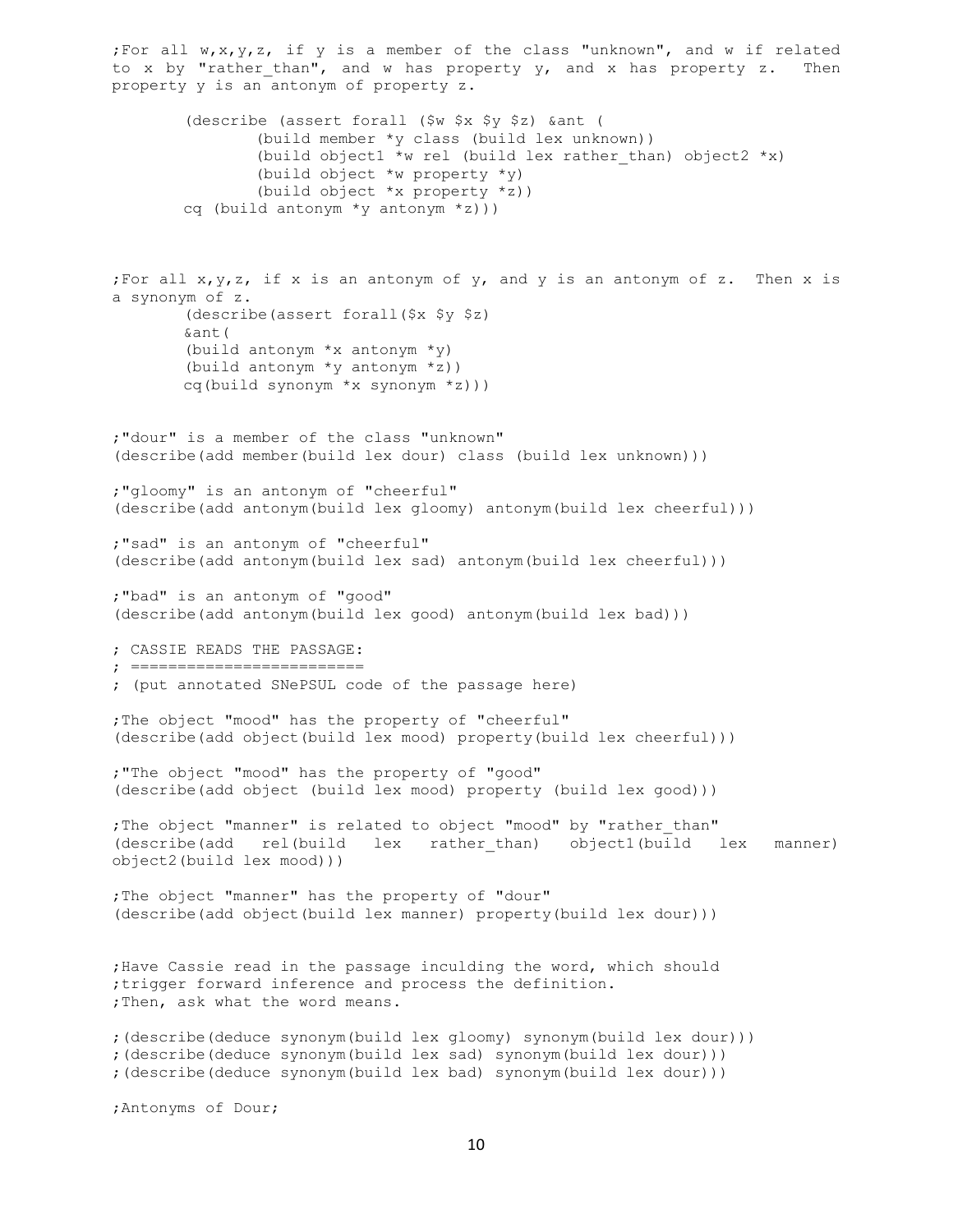```
;For all w,x,y,z, if y is a member of the class "unknown", and w if related
to x by "rather_than", and w has property y, and x has property z.  Then
property y is an antonym of property z.

        (describe (assert forall ($w $x $y $z) &ant (
                (build member *y class (build lex unknown))
                (build object1 *w rel (build lex rather_than) object2 *x)
                (build object *w property *y)
                (build object *x property *z))
        cq (build antonym *y antonym *z)))


;For all x,y,z, if x is an antonym of y, and y is an antonym of z.  Then x is
a synonym of z.
        (describe(assert forall($x $y $z)
        &ant(
        (build antonym *x antonym *y)
        (build antonym *y antonym *z))
        cq(build synonym *x synonym *z)))


;"dour" is a member of the class "unknown"
(describe(add member(build lex dour) class (build lex unknown)))

;"gloomy" is an antonym of "cheerful"
(describe(add antonym(build lex gloomy) antonym(build lex cheerful)))

;"sad" is an antonym of "cheerful"
(describe(add antonym(build lex sad) antonym(build lex cheerful)))

;"bad" is an antonym of "good"
(describe(add antonym(build lex good) antonym(build lex bad)))

; CASSIE READS THE PASSAGE:
; =========================
; (put annotated SNePSUL code of the passage here)

;The object "mood" has the property of "cheerful"
(describe(add object(build lex mood) property(build lex cheerful)))

;"The object "mood" has the property of "good"
(describe(add object (build lex mood) property (build lex good)))

;The object "manner" is related to object "mood" by "rather_than"
(describe(add   rel(build   lex   rather_than)   object1(build   lex   manner)
object2(build lex mood)))

;The object "manner" has the property of "dour"
(describe(add object(build lex manner) property(build lex dour)))


;Have Cassie read in the passage inculding the word, which should
;trigger forward inference and process the definition.
;Then, ask what the word means.

;(describe(deduce synonym(build lex gloomy) synonym(build lex dour)))
;(describe(deduce synonym(build lex sad) synonym(build lex dour)))
;(describe(deduce synonym(build lex bad) synonym(build lex dour)))

;Antonyms of Dour;
```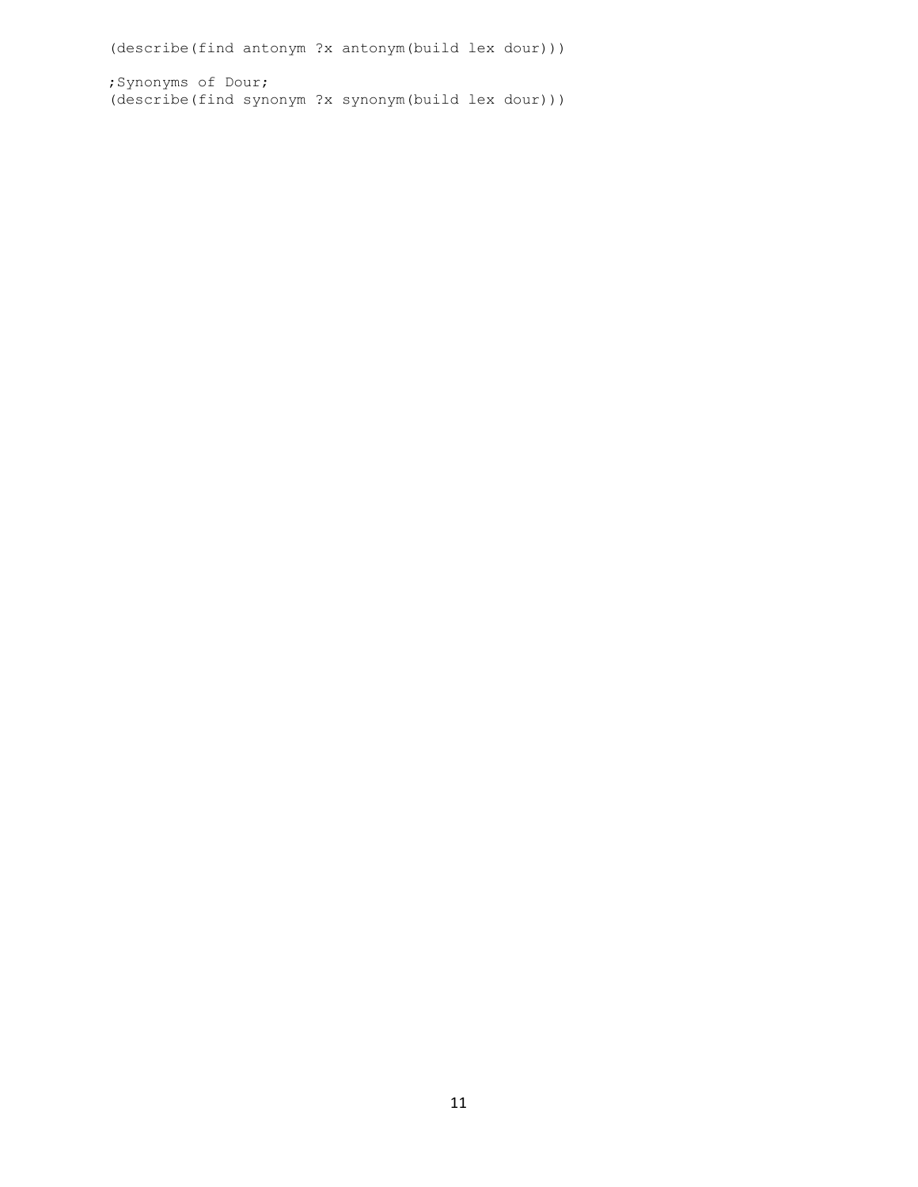```
(describe(find antonym ?x antonym(build lex dour)))

;Synonyms of Dour;
(describe(find synonym ?x synonym(build lex dour)))
```